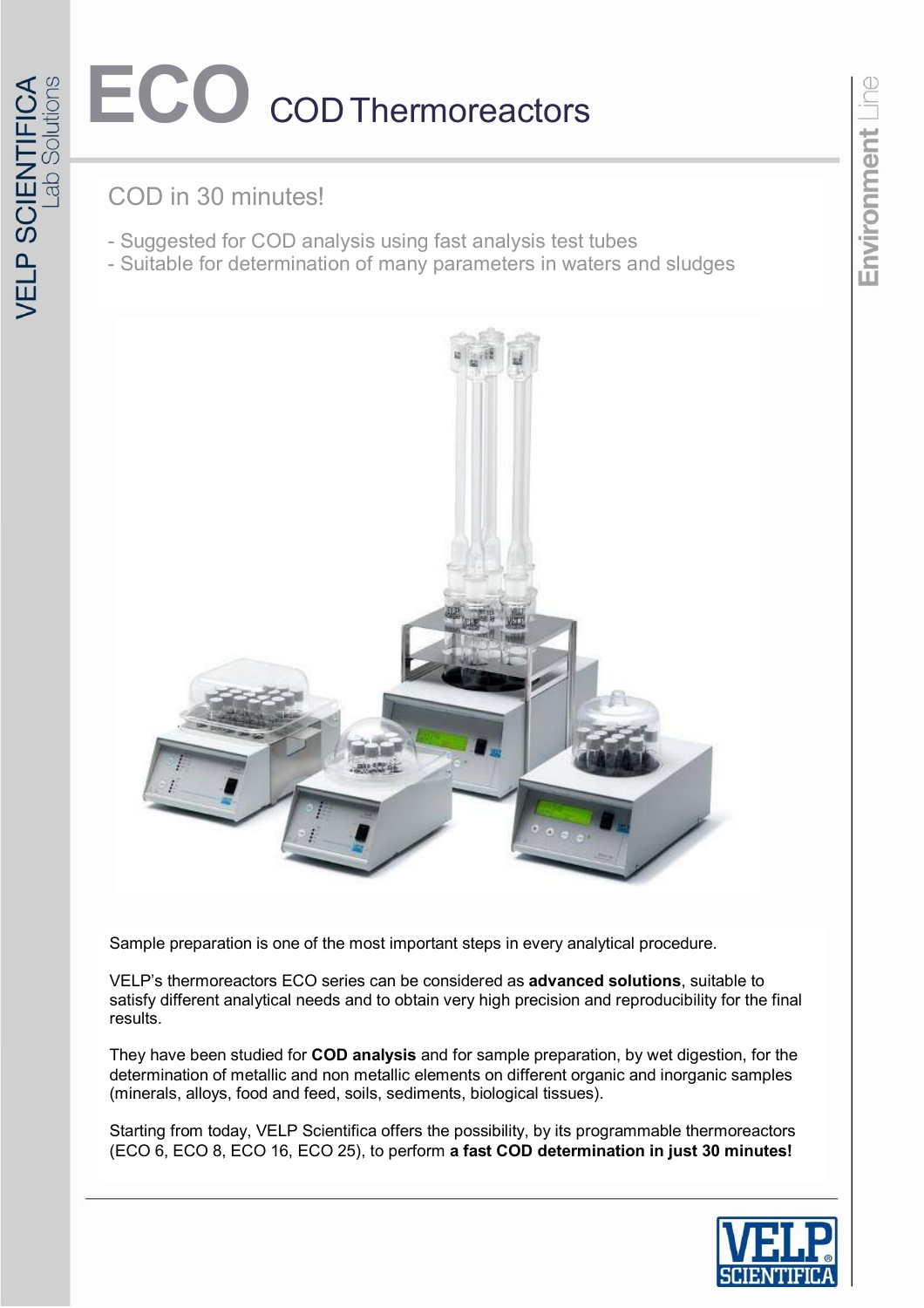# ECO COD Thermoreactors

## COD in 30 minutes!

- Suggested for COD analysis using fast analysis test tubes
- Suitable for determination of many parameters in waters and sludges

Sample preparation is one of the most important steps in every analytical procedure.

VELP's thermoreactors ECO series can be considered as **advanced solutions**, suitable to satisfy different analytical needs and to obtain very high precision and reproducibility for the final results.

They have been studied for **COD analysis** and for sample preparation, by wet digestion, for the determination of metallic and non metallic elements on different organic and inorganic samples (minerals, alloys, food and feed, soils, sediments, biological tissues).

Starting from today, VELP Scientifica offers the possibility, by its programmable thermoreactors (ECO 6, ECO 8, ECO 16, ECO 25), to perform **a fast COD determination in just 30 minutes!**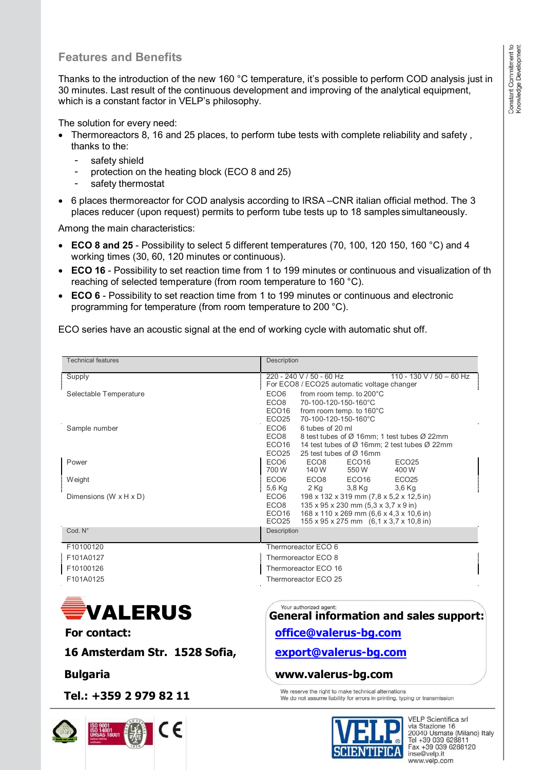## Features and Benefits

Thanks to the introduction of the new 160 °C temperature, it's possible to perform COD analysis just in 30 minutes. Last result of the continuous development and improving of the analytical equipment, which is a constant factor in VELP's philosophy.

The solution for every need:

- Thermoreactors 8, 16 and 25 places, to perform tube tests with complete reliability and safety , thanks to the:
  - safety shield
  - protection on the heating block (ECO 8 and 25)
  - safety thermostat
- 6 places thermoreactor for COD analysis according to IRSA –CNR italian official method. The 3 places reducer (upon request) permits to perform tube tests up to 18 samples simultaneously.

Among the main characteristics:

- **ECO 8 and 25** - Possibility to select 5 different temperatures (70, 100, 120 150, 160 °C) and 4 working times (30, 60, 120 minutes or continuous).
- **ECO 16** - Possibility to set reaction time from 1 to 199 minutes or continuous and visualization of th reaching of selected temperature (from room temperature to 160 °C).
- **ECO 6** - Possibility to set reaction time from 1 to 199 minutes or continuous and electronic programming for temperature (from room temperature to 200 °C).

ECO series have an acoustic signal at the end of working cycle with automatic shut off.

| Technical features | Description |
|---|---|
| Supply | 220 - 240 V / 50 - 60 Hz 110 - 130 V / 50 – 60 Hz<br>For ECO8 / ECO25 automatic voltage changer |
| Selectable Temperature | ECO6 from room temp. to 200°C<br>ECO8 70-100-120-150-160°C<br>ECO16 from room temp. to 160°C<br>ECO25 70-100-120-150-160°C |
| Sample number | ECO6 6 tubes of 20 ml<br>ECO8 8 test tubes of Ø 16mm; 1 test tubes Ø 22mm<br>ECO16 14 test tubes of Ø 16mm; 2 test tubes Ø 22mm<br>ECO25 25 test tubes of Ø 16mm |
| Power | ECO6 700 W; ECO8 140 W; ECO16 550 W; ECO25 400 W |
| Weight | ECO6 5,6 Kg; ECO8 2 Kg; ECO16 3,8 Kg; ECO25 3,6 Kg |
| Dimensions (W x H x D) | ECO6 198 x 132 x 319 mm (7,8 x 5,2 x 12,5 in)<br>ECO8 135 x 95 x 230 mm (5,3 x 3,7 x 9 in)<br>ECO16 168 x 110 x 269 mm (6,6 x 4,3 x 10,6 in)<br>ECO25 155 x 95 x 275 mm (6,1 x 3,7 x 10,8 in) |

| Cod. N° | Description |
|---|---|
| F10100120 | Thermoreactor ECO 6 |
| F101A0127 | Thermoreactor ECO 8 |
| F10100126 | Thermoreactor ECO 16 |
| F101A0125 | Thermoreactor ECO 25 |

**VALERUS**

**For contact:**

**16 Amsterdam Str. 1528 Sofia, Bulgaria**

**Tel.: +359 2 979 82 11**

Your authorized agent:

**General information and sales support:**

**office@valerus-bg.com**

**export@valerus-bg.com**

**www.valerus-bg.com**

We reserve the right to make technical alternations
We do not assume liability for errors in printing, typing or transmission

VELP Scientifica srl
via Stazione 16
20040 Usmate (Milano) Italy
Tel +39 039 628811
Fax +39 039 6288120
inse@velp.it
www.velp.com